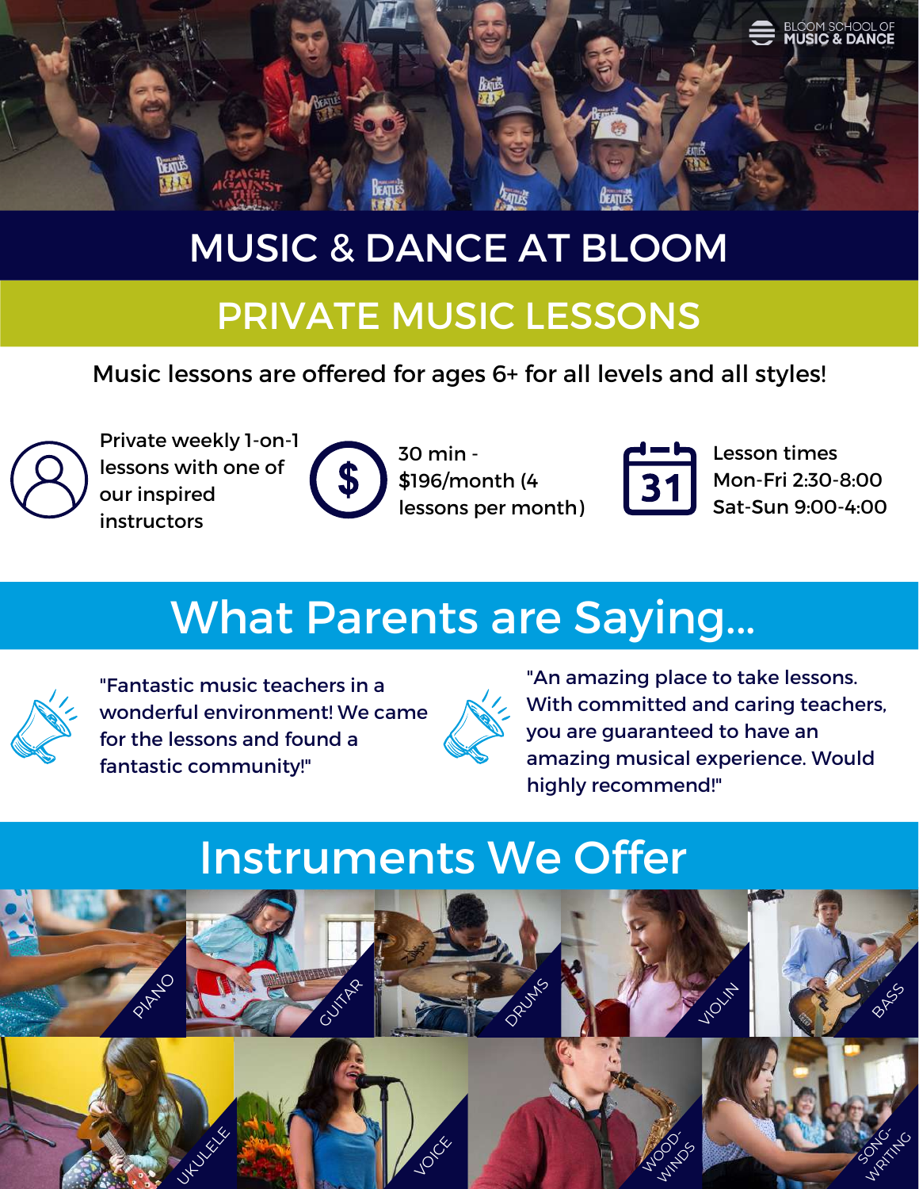BLOOM SCHOOL OF MUSIC & DANCE

# MUSIC & DANCE AT BLOOM

## PRIVATE MUSIC LESSONS

Music lessons are offered for ages 6+ for all levels and all styles!

Private weekly 1-on-1 lessons with one of our inspired instructors

30 min - $196/month (4 lessons per month)

Lesson times
Mon-Fri 2:30-8:00
Sat-Sun 9:00-4:00

## What Parents are Saying...

"Fantastic music teachers in a wonderful environment! We came for the lessons and found a fantastic community!"

"An amazing place to take lessons. With committed and caring teachers, you are guaranteed to have an amazing musical experience. Would highly recommend!"

## Instruments We Offer

- PIANO
- GUITAR
- DRUMS
- VIOLIN
- BASS
- UKULELE
- VOICE
- WOOD-WINDS
- SONG-WRITING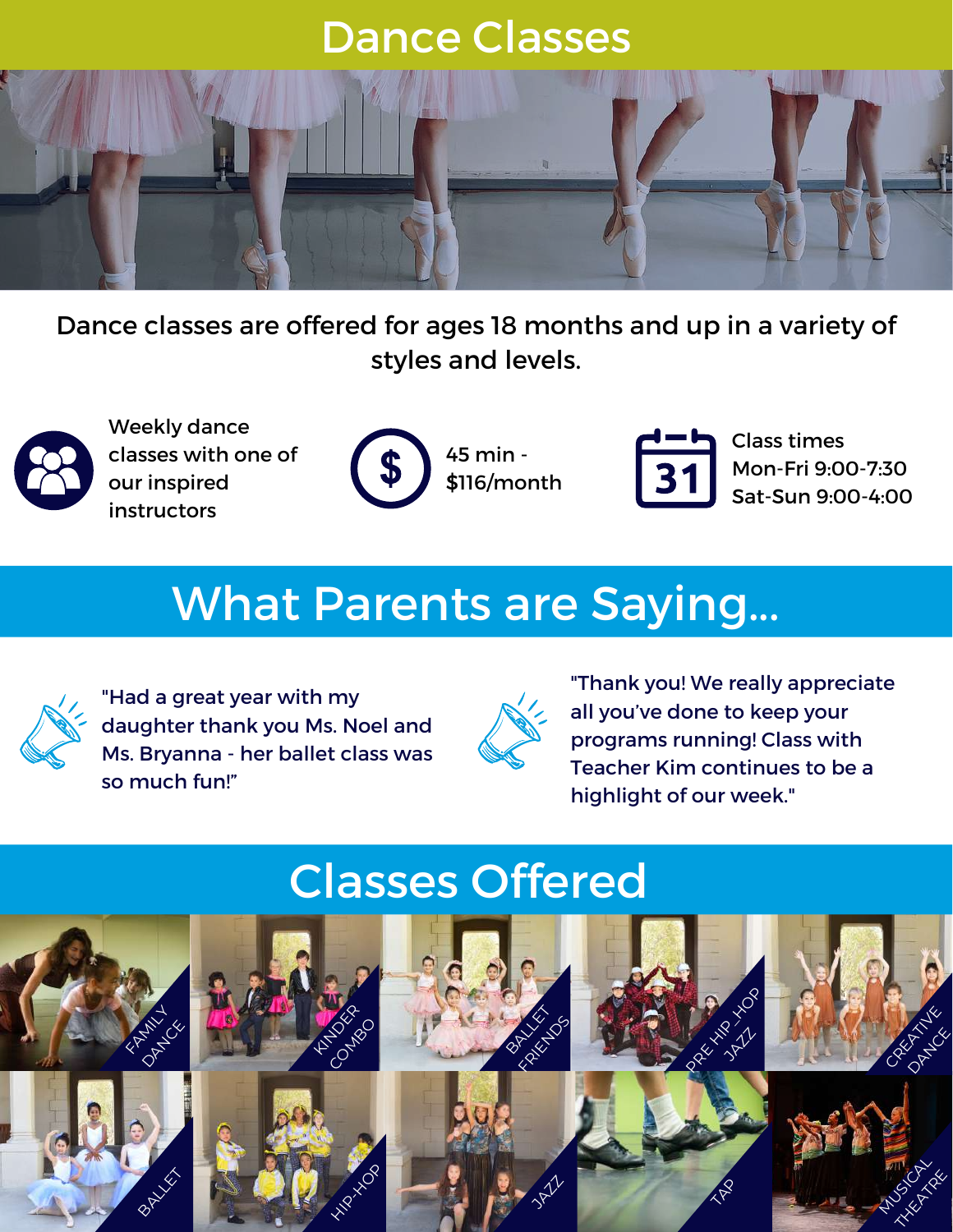# Dance Classes

Dance classes are offered for ages 18 months and up in a variety of styles and levels.

Weekly dance classes with one of our inspired instructors

45 min - $116/month

Class times
Mon-Fri 9:00-7:30
Sat-Sun 9:00-4:00

## What Parents are Saying...

"Had a great year with my daughter thank you Ms. Noel and Ms. Bryanna - her ballet class was so much fun!"

"Thank you! We really appreciate all you've done to keep your programs running! Class with Teacher Kim continues to be a highlight of our week."

## Classes Offered

- FAMILY DANCE
- KINDER COMBO
- BALLET FRIENDS
- PRE HIP HOP JAZZ
- CREATIVE DANCE
- BALLET
- HIP-HOP
- JAZZ
- TAP
- MUSICAL THEATRE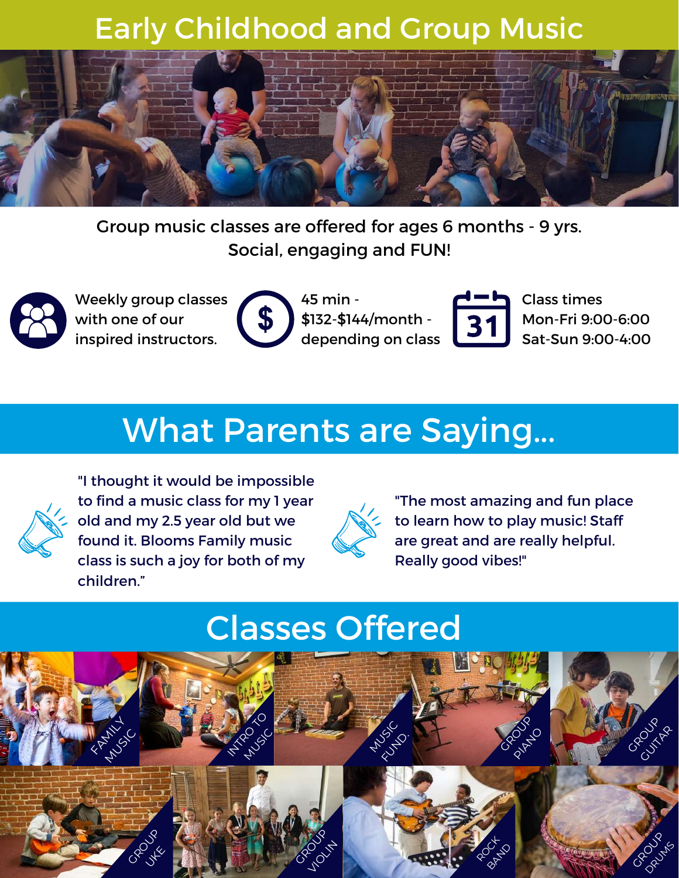# Early Childhood and Group Music

Group music classes are offered for ages 6 months - 9 yrs.
Social, engaging and FUN!

Weekly group classes with one of our inspired instructors.

45 min - $132-$144/month - depending on class

Class times
Mon-Fri 9:00-6:00
Sat-Sun 9:00-4:00

## What Parents are Saying...

"I thought it would be impossible to find a music class for my 1 year old and my 2.5 year old but we found it. Blooms Family music class is such a joy for both of my children."

"The most amazing and fun place to learn how to play music! Staff are great and are really helpful. Really good vibes!"

## Classes Offered

- FAMILY MUSIC
- INTRO TO MUSIC
- MUSIC FUND.
- GROUP PIANO
- GROUP GUITAR
- GROUP UKE
- GROUP VIOLIN
- ROCK BAND
- GROUP DRUMS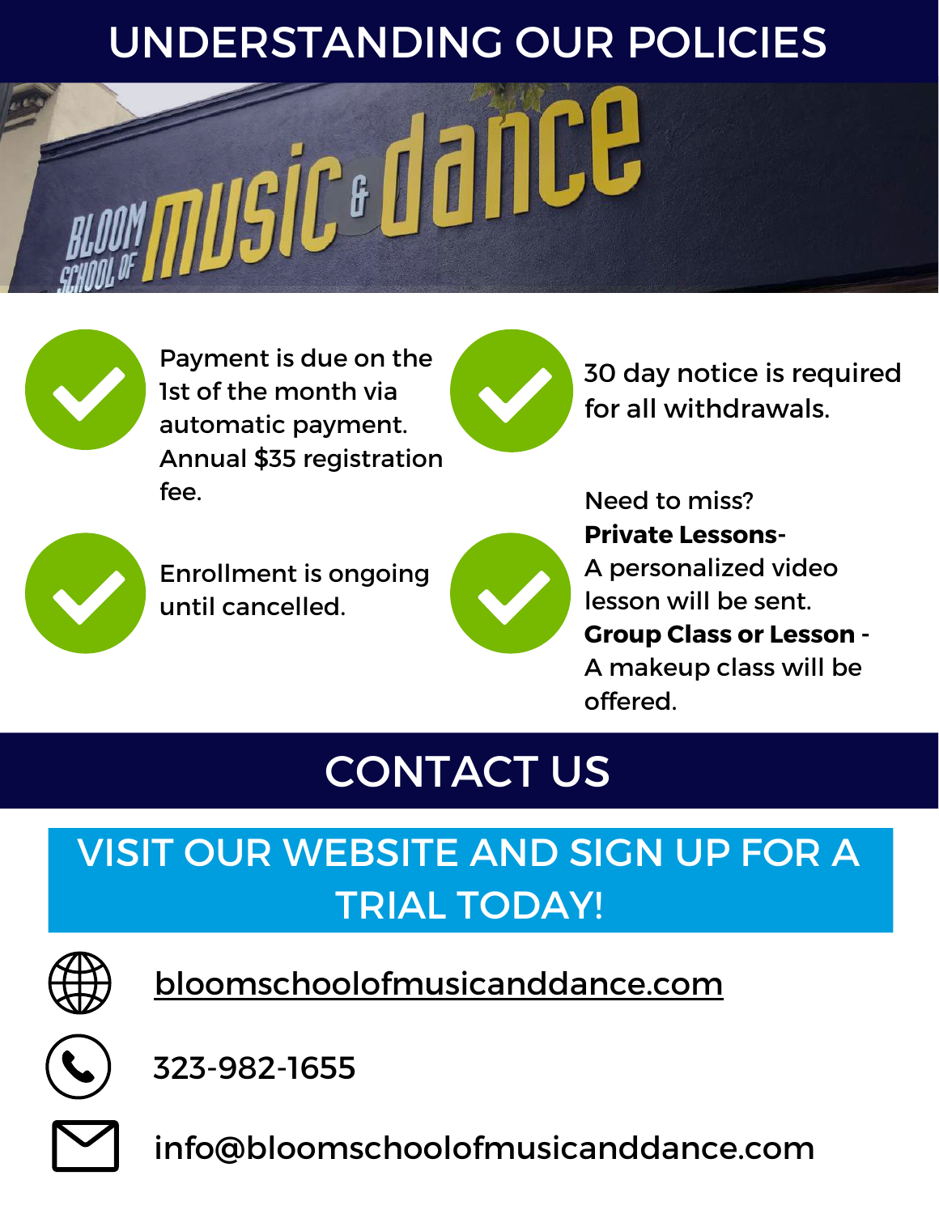# UNDERSTANDING OUR POLICIES

- Payment is due on the 1st of the month via automatic payment. Annual $35 registration fee.
- Enrollment is ongoing until cancelled.
- 30 day notice is required for all withdrawals.
- Need to miss?
  **Private Lessons**- A personalized video lesson will be sent.
  **Group Class or Lesson** - A makeup class will be offered.

# CONTACT US

## VISIT OUR WEBSITE AND SIGN UP FOR A TRIAL TODAY!

bloomschoolofmusicanddance.com

323-982-1655

info@bloomschoolofmusicanddance.com